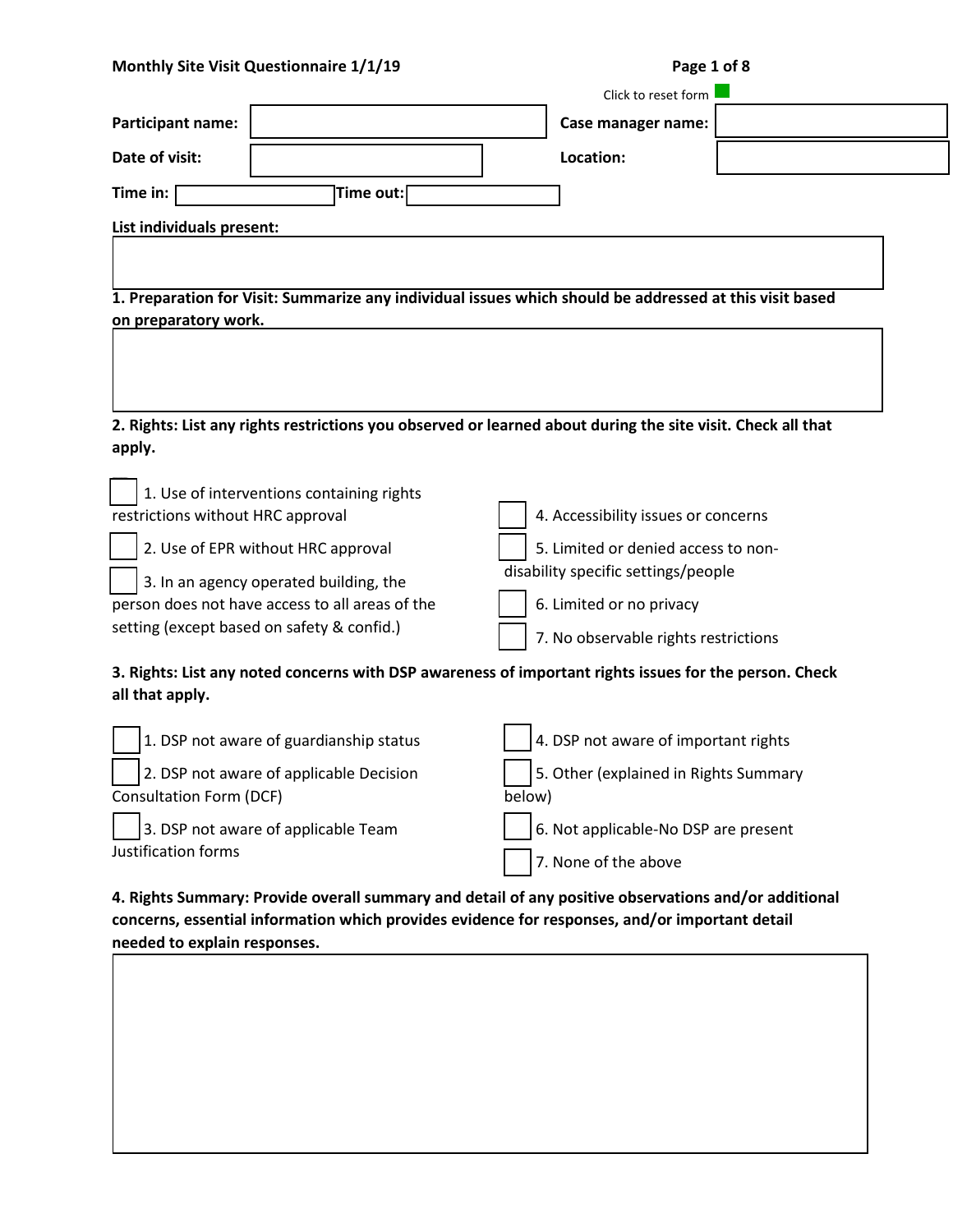**Monthly Site Visit Questionnaire 1/1/19**

Click to reset form

**Participant name:** 

**Case manager name:** 

**Date of visit:** 

**Location:** 

**Time in:** 

**Time out:** 

**List individuals present:**

**1. Preparation for Visit: Summarize any individual issues which should be addressed at this visit based on preparatory work.**

**2. Rights: List any rights restrictions you observed or learned about during the site visit. Check all that apply.**

- ☐ 1. Use of interventions containing rights restrictions without HRC approval
- ☐ 2. Use of EPR without HRC approval
- ☐ 3. In an agency operated building, the person does not have access to all areas of the setting (except based on safety & confid.)
- ☐ 4. Accessibility issues or concerns
- ☐ 5. Limited or denied access to non-disability specific settings/people
- ☐ 6. Limited or no privacy
- ☐ 7. No observable rights restrictions

**3. Rights: List any noted concerns with DSP awareness of important rights issues for the person. Check all that apply.**

- ☐ 1. DSP not aware of guardianship status
- ☐ 2. DSP not aware of applicable Decision Consultation Form (DCF)
- ☐ 3. DSP not aware of applicable Team Justification forms
- ☐ 4. DSP not aware of important rights
- ☐ 5. Other (explained in Rights Summary below)
- ☐ 6. Not applicable-No DSP are present
- ☐ 7. None of the above

**4. Rights Summary: Provide overall summary and detail of any positive observations and/or additional concerns, essential information which provides evidence for responses, and/or important detail needed to explain responses.**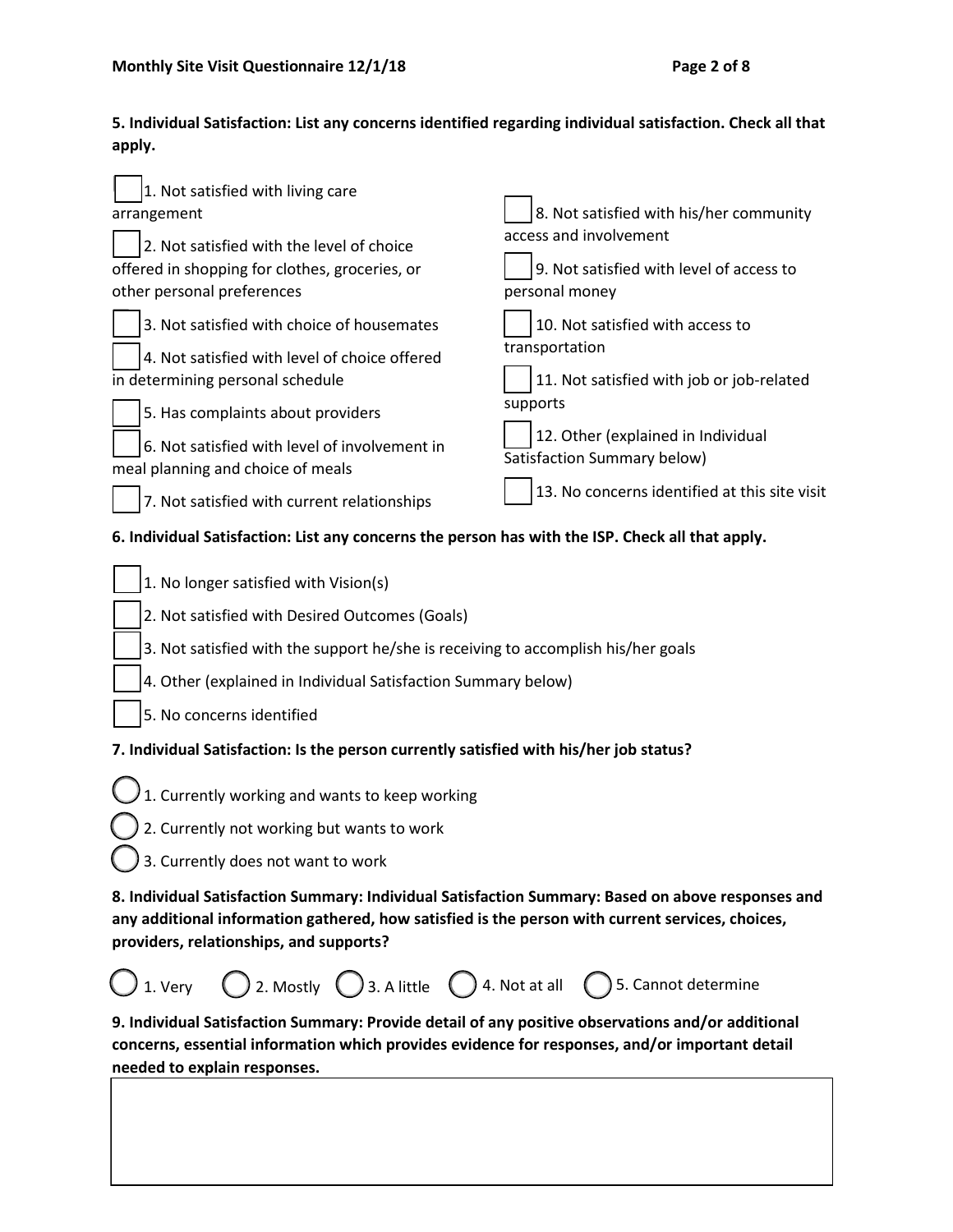**5. Individual Satisfaction: List any concerns identified regarding individual satisfaction. Check all that apply.**

- [ ] 1. Not satisfied with living care arrangement
- [ ] 2. Not satisfied with the level of choice offered in shopping for clothes, groceries, or other personal preferences
- [ ] 3. Not satisfied with choice of housemates
- [ ] 4. Not satisfied with level of choice offered in determining personal schedule
- [ ] 5. Has complaints about providers
- [ ] 6. Not satisfied with level of involvement in meal planning and choice of meals
- [ ] 7. Not satisfied with current relationships
- [ ] 8. Not satisfied with his/her community access and involvement
- [ ] 9. Not satisfied with level of access to personal money
- [ ] 10. Not satisfied with access to transportation
- [ ] 11. Not satisfied with job or job-related supports
- [ ] 12. Other (explained in Individual Satisfaction Summary below)
- [ ] 13. No concerns identified at this site visit

**6. Individual Satisfaction: List any concerns the person has with the ISP. Check all that apply.**

- [ ] 1. No longer satisfied with Vision(s)
- [ ] 2. Not satisfied with Desired Outcomes (Goals)
- [ ] 3. Not satisfied with the support he/she is receiving to accomplish his/her goals
- [ ] 4. Other (explained in Individual Satisfaction Summary below)
- [ ] 5. No concerns identified

**7. Individual Satisfaction: Is the person currently satisfied with his/her job status?**

- ○ 1. Currently working and wants to keep working
- ○ 2. Currently not working but wants to work
- ○ 3. Currently does not want to work

**8. Individual Satisfaction Summary: Individual Satisfaction Summary: Based on above responses and any additional information gathered, how satisfied is the person with current services, choices, providers, relationships, and supports?**

○ 1. Very ○ 2. Mostly ○ 3. A little ○ 4. Not at all ○ 5. Cannot determine

**9. Individual Satisfaction Summary: Provide detail of any positive observations and/or additional concerns, essential information which provides evidence for responses, and/or important detail needed to explain responses.**

| |
|---|
| |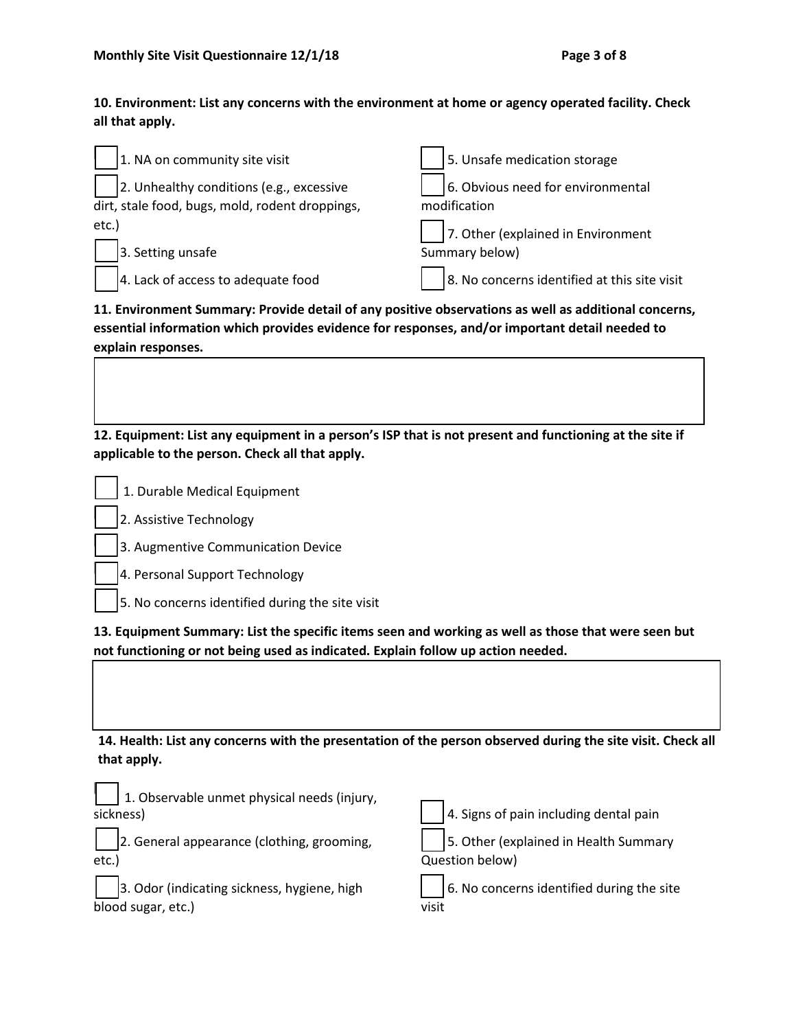**10. Environment: List any concerns with the environment at home or agency operated facility. Check all that apply.**

- ☐ 1. NA on community site visit
- ☐ 2. Unhealthy conditions (e.g., excessive dirt, stale food, bugs, mold, rodent droppings, etc.)
- ☐ 3. Setting unsafe
- ☐ 4. Lack of access to adequate food
- ☐ 5. Unsafe medication storage
- ☐ 6. Obvious need for environmental modification
- ☐ 7. Other (explained in Environment Summary below)
- ☐ 8. No concerns identified at this site visit

**11. Environment Summary: Provide detail of any positive observations as well as additional concerns, essential information which provides evidence for responses, and/or important detail needed to explain responses.**

| |
|---|
| |

**12. Equipment: List any equipment in a person's ISP that is not present and functioning at the site if applicable to the person. Check all that apply.**

- ☐ 1. Durable Medical Equipment
- ☐ 2. Assistive Technology
- ☐ 3. Augmentive Communication Device
- ☐ 4. Personal Support Technology
- ☐ 5. No concerns identified during the site visit

**13. Equipment Summary: List the specific items seen and working as well as those that were seen but not functioning or not being used as indicated. Explain follow up action needed.**

| |
|---|
| |

**14. Health: List any concerns with the presentation of the person observed during the site visit. Check all that apply.**

- ☐ 1. Observable unmet physical needs (injury, sickness)
- ☐ 2. General appearance (clothing, grooming, etc.)
- ☐ 3. Odor (indicating sickness, hygiene, high blood sugar, etc.)
- ☐ 4. Signs of pain including dental pain
- ☐ 5. Other (explained in Health Summary Question below)
- ☐ 6. No concerns identified during the site visit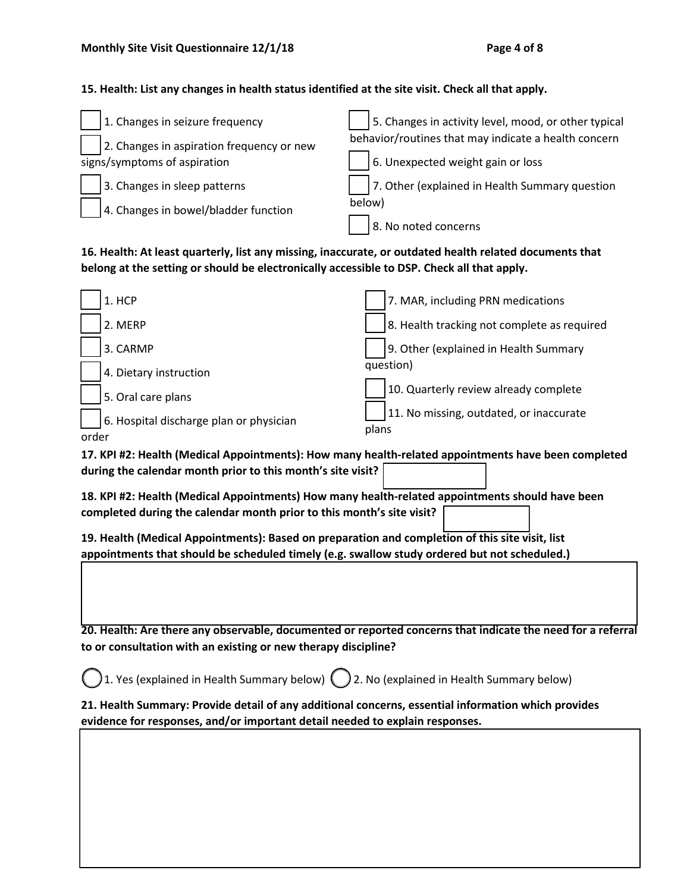**15. Health: List any changes in health status identified at the site visit. Check all that apply.**

- ☐ 1. Changes in seizure frequency
- ☐ 2. Changes in aspiration frequency or new signs/symptoms of aspiration
- ☐ 3. Changes in sleep patterns
- ☐ 4. Changes in bowel/bladder function
- ☐ 5. Changes in activity level, mood, or other typical behavior/routines that may indicate a health concern
- ☐ 6. Unexpected weight gain or loss
- ☐ 7. Other (explained in Health Summary question below)
- ☐ 8. No noted concerns

**16. Health: At least quarterly, list any missing, inaccurate, or outdated health related documents that belong at the setting or should be electronically accessible to DSP. Check all that apply.**

- ☐ 1. HCP
- ☐ 2. MERP
- ☐ 3. CARMP
- ☐ 4. Dietary instruction
- ☐ 5. Oral care plans
- ☐ 6. Hospital discharge plan or physician order
- ☐ 7. MAR, including PRN medications
- ☐ 8. Health tracking not complete as required
- ☐ 9. Other (explained in Health Summary question)
- ☐ 10. Quarterly review already complete
- ☐ 11. No missing, outdated, or inaccurate plans

**17. KPI #2: Health (Medical Appointments): How many health-related appointments have been completed during the calendar month prior to this month's site visit?** ______

**18. KPI #2: Health (Medical Appointments) How many health-related appointments should have been completed during the calendar month prior to this month's site visit?** ______

**19. Health (Medical Appointments): Based on preparation and completion of this site visit, list appointments that should be scheduled timely (e.g. swallow study ordered but not scheduled.)**

______

**20. Health: Are there any observable, documented or reported concerns that indicate the need for a referral to or consultation with an existing or new therapy discipline?**

○ 1. Yes (explained in Health Summary below) ○ 2. No (explained in Health Summary below)

**21. Health Summary: Provide detail of any additional concerns, essential information which provides evidence for responses, and/or important detail needed to explain responses.**

______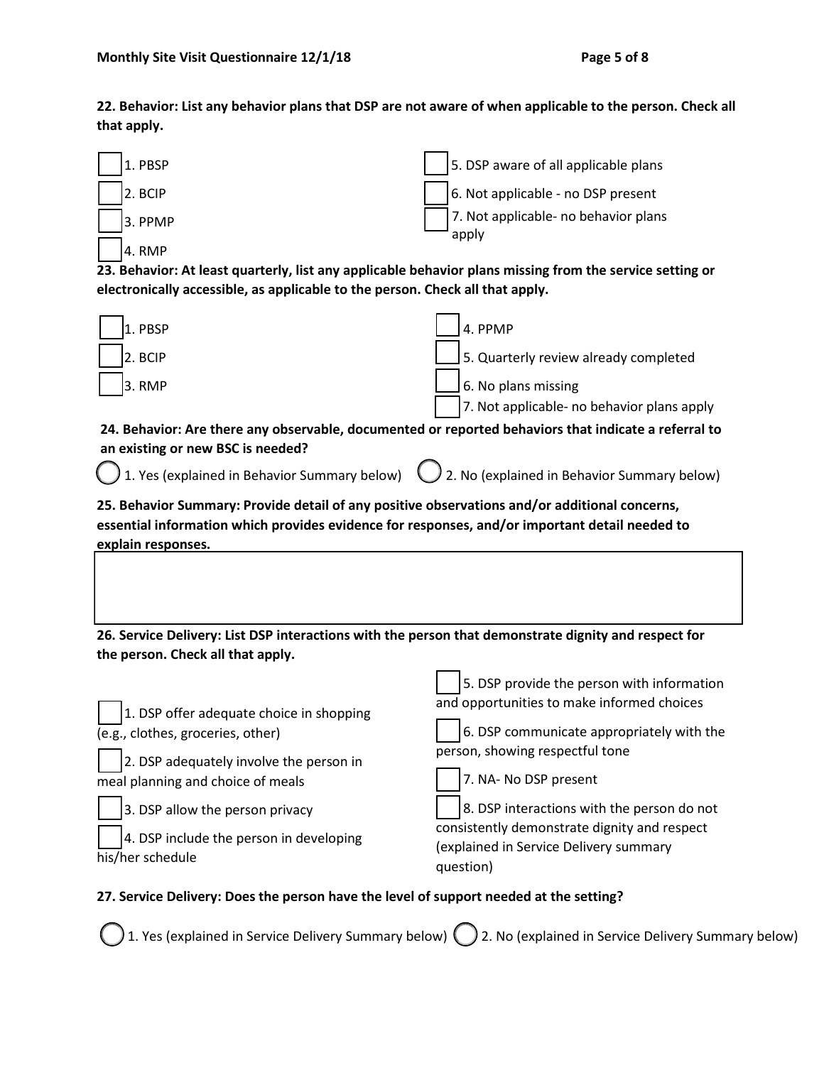**22. Behavior: List any behavior plans that DSP are not aware of when applicable to the person. Check all that apply.**

- ☐ 1. PBSP
- ☐ 2. BCIP
- ☐ 3. PPMP
- ☐ 4. RMP
- ☐ 5. DSP aware of all applicable plans
- ☐ 6. Not applicable - no DSP present
- ☐ 7. Not applicable- no behavior plans apply

**23. Behavior: At least quarterly, list any applicable behavior plans missing from the service setting or electronically accessible, as applicable to the person. Check all that apply.**

- ☐ 1. PBSP
- ☐ 2. BCIP
- ☐ 3. RMP
- ☐ 4. PPMP
- ☐ 5. Quarterly review already completed
- ☐ 6. No plans missing
- ☐ 7. Not applicable- no behavior plans apply

**24. Behavior: Are there any observable, documented or reported behaviors that indicate a referral to an existing or new BSC is needed?**

- ◯ 1. Yes (explained in Behavior Summary below)
- ◯ 2. No (explained in Behavior Summary below)

**25. Behavior Summary: Provide detail of any positive observations and/or additional concerns, essential information which provides evidence for responses, and/or important detail needed to explain responses.**

| |
|---|
| |

**26. Service Delivery: List DSP interactions with the person that demonstrate dignity and respect for the person. Check all that apply.**

- ☐ 1. DSP offer adequate choice in shopping (e.g., clothes, groceries, other)
- ☐ 2. DSP adequately involve the person in meal planning and choice of meals
- ☐ 3. DSP allow the person privacy
- ☐ 4. DSP include the person in developing his/her schedule
- ☐ 5. DSP provide the person with information and opportunities to make informed choices
- ☐ 6. DSP communicate appropriately with the person, showing respectful tone
- ☐ 7. NA- No DSP present
- ☐ 8. DSP interactions with the person do not consistently demonstrate dignity and respect (explained in Service Delivery summary question)

**27. Service Delivery: Does the person have the level of support needed at the setting?**

- ◯ 1. Yes (explained in Service Delivery Summary below)
- ◯ 2. No (explained in Service Delivery Summary below)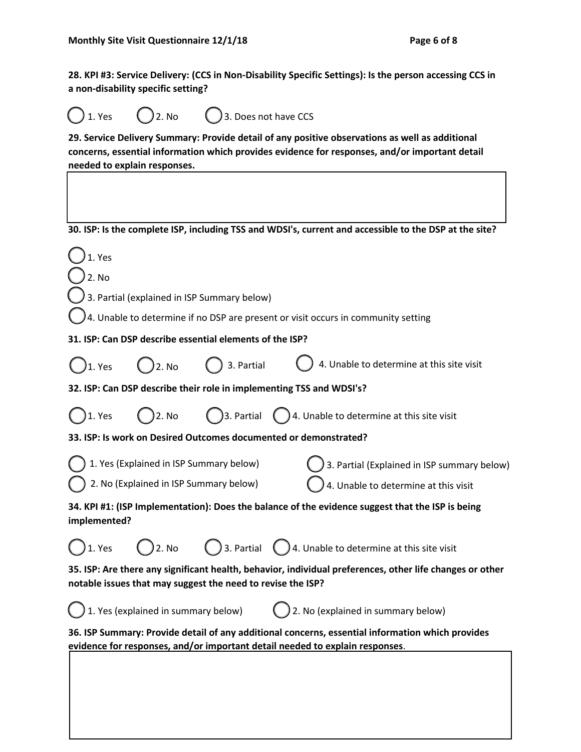**28. KPI #3: Service Delivery: (CCS in Non-Disability Specific Settings): Is the person accessing CCS in a non-disability specific setting?**

- ◯ 1. Yes
- ◯ 2. No
- ◯ 3. Does not have CCS

**29. Service Delivery Summary: Provide detail of any positive observations as well as additional concerns, essential information which provides evidence for responses, and/or important detail needed to explain responses.**

| |
|---|
| |

**30. ISP: Is the complete ISP, including TSS and WDSI's, current and accessible to the DSP at the site?**

- ◯ 1. Yes
- ◯ 2. No
- ◯ 3. Partial (explained in ISP Summary below)
- ◯ 4. Unable to determine if no DSP are present or visit occurs in community setting

**31. ISP: Can DSP describe essential elements of the ISP?**

- ◯ 1. Yes
- ◯ 2. No
- ◯ 3. Partial
- ◯ 4. Unable to determine at this site visit

**32. ISP: Can DSP describe their role in implementing TSS and WDSI's?**

- ◯ 1. Yes
- ◯ 2. No
- ◯ 3. Partial
- ◯ 4. Unable to determine at this site visit

**33. ISP: Is work on Desired Outcomes documented or demonstrated?**

- ◯ 1. Yes (Explained in ISP Summary below)
- ◯ 2. No (Explained in ISP Summary below)
- ◯ 3. Partial (Explained in ISP summary below)
- ◯ 4. Unable to determine at this visit

**34. KPI #1: (ISP Implementation): Does the balance of the evidence suggest that the ISP is being implemented?**

- ◯ 1. Yes
- ◯ 2. No
- ◯ 3. Partial
- ◯ 4. Unable to determine at this site visit

**35. ISP: Are there any significant health, behavior, individual preferences, other life changes or other notable issues that may suggest the need to revise the ISP?**

- ◯ 1. Yes (explained in summary below)
- ◯ 2. No (explained in summary below)

**36. ISP Summary: Provide detail of any additional concerns, essential information which provides evidence for responses, and/or important detail needed to explain responses**.

| |
|---|
| |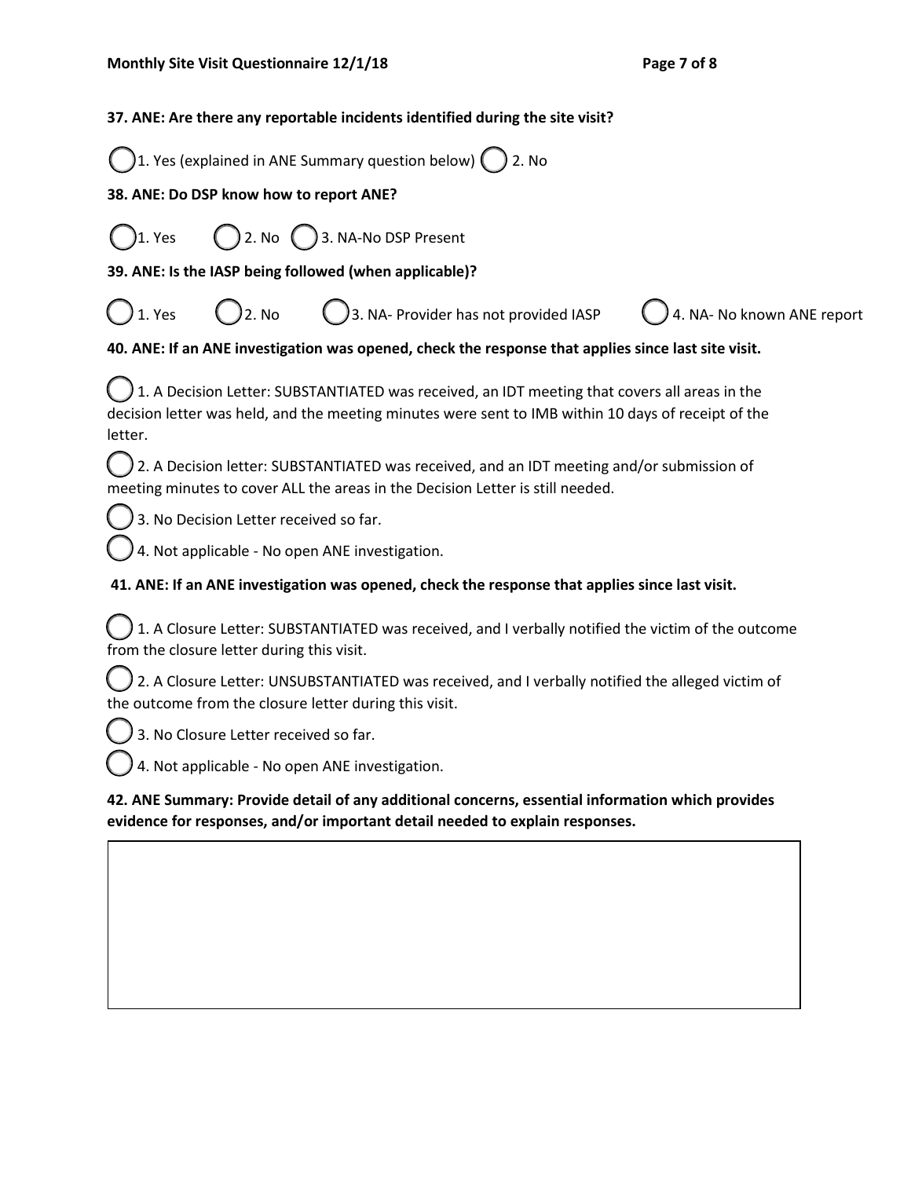**37. ANE: Are there any reportable incidents identified during the site visit?**

◯ 1. Yes (explained in ANE Summary question below) ◯ 2. No

**38. ANE: Do DSP know how to report ANE?**

◯ 1. Yes ◯ 2. No ◯ 3. NA-No DSP Present

**39. ANE: Is the IASP being followed (when applicable)?**

◯ 1. Yes ◯ 2. No ◯ 3. NA- Provider has not provided IASP ◯ 4. NA- No known ANE report

**40. ANE: If an ANE investigation was opened, check the response that applies since last site visit.**

◯ 1. A Decision Letter: SUBSTANTIATED was received, an IDT meeting that covers all areas in the decision letter was held, and the meeting minutes were sent to IMB within 10 days of receipt of the letter.

◯ 2. A Decision letter: SUBSTANTIATED was received, and an IDT meeting and/or submission of meeting minutes to cover ALL the areas in the Decision Letter is still needed.

◯ 3. No Decision Letter received so far.

◯ 4. Not applicable - No open ANE investigation.

**41. ANE: If an ANE investigation was opened, check the response that applies since last visit.**

◯ 1. A Closure Letter: SUBSTANTIATED was received, and I verbally notified the victim of the outcome from the closure letter during this visit.

◯ 2. A Closure Letter: UNSUBSTANTIATED was received, and I verbally notified the alleged victim of the outcome from the closure letter during this visit.

◯ 3. No Closure Letter received so far.

◯ 4. Not applicable - No open ANE investigation.

**42. ANE Summary: Provide detail of any additional concerns, essential information which provides evidence for responses, and/or important detail needed to explain responses.**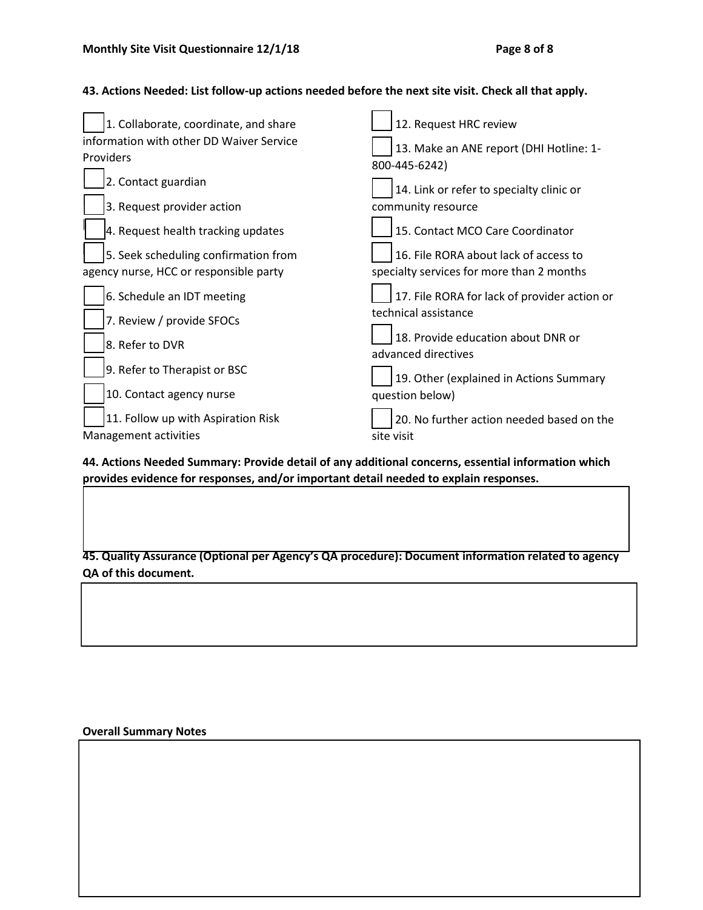**43. Actions Needed: List follow-up actions needed before the next site visit. Check all that apply.**

- ☐ 1. Collaborate, coordinate, and share information with other DD Waiver Service Providers
- ☐ 2. Contact guardian
- ☐ 3. Request provider action
- ☐ 4. Request health tracking updates
- ☐ 5. Seek scheduling confirmation from agency nurse, HCC or responsible party
- ☐ 6. Schedule an IDT meeting
- ☐ 7. Review / provide SFOCs
- ☐ 8. Refer to DVR
- ☐ 9. Refer to Therapist or BSC
- ☐ 10. Contact agency nurse
- ☐ 11. Follow up with Aspiration Risk Management activities
- ☐ 12. Request HRC review
- ☐ 13. Make an ANE report (DHI Hotline: 1-800-445-6242)
- ☐ 14. Link or refer to specialty clinic or community resource
- ☐ 15. Contact MCO Care Coordinator
- ☐ 16. File RORA about lack of access to specialty services for more than 2 months
- ☐ 17. File RORA for lack of provider action or technical assistance
- ☐ 18. Provide education about DNR or advanced directives
- ☐ 19. Other (explained in Actions Summary question below)
- ☐ 20. No further action needed based on the site visit

**44. Actions Needed Summary: Provide detail of any additional concerns, essential information which provides evidence for responses, and/or important detail needed to explain responses.**

**45. Quality Assurance (Optional per Agency's QA procedure): Document information related to agency QA of this document.**

**Overall Summary Notes**